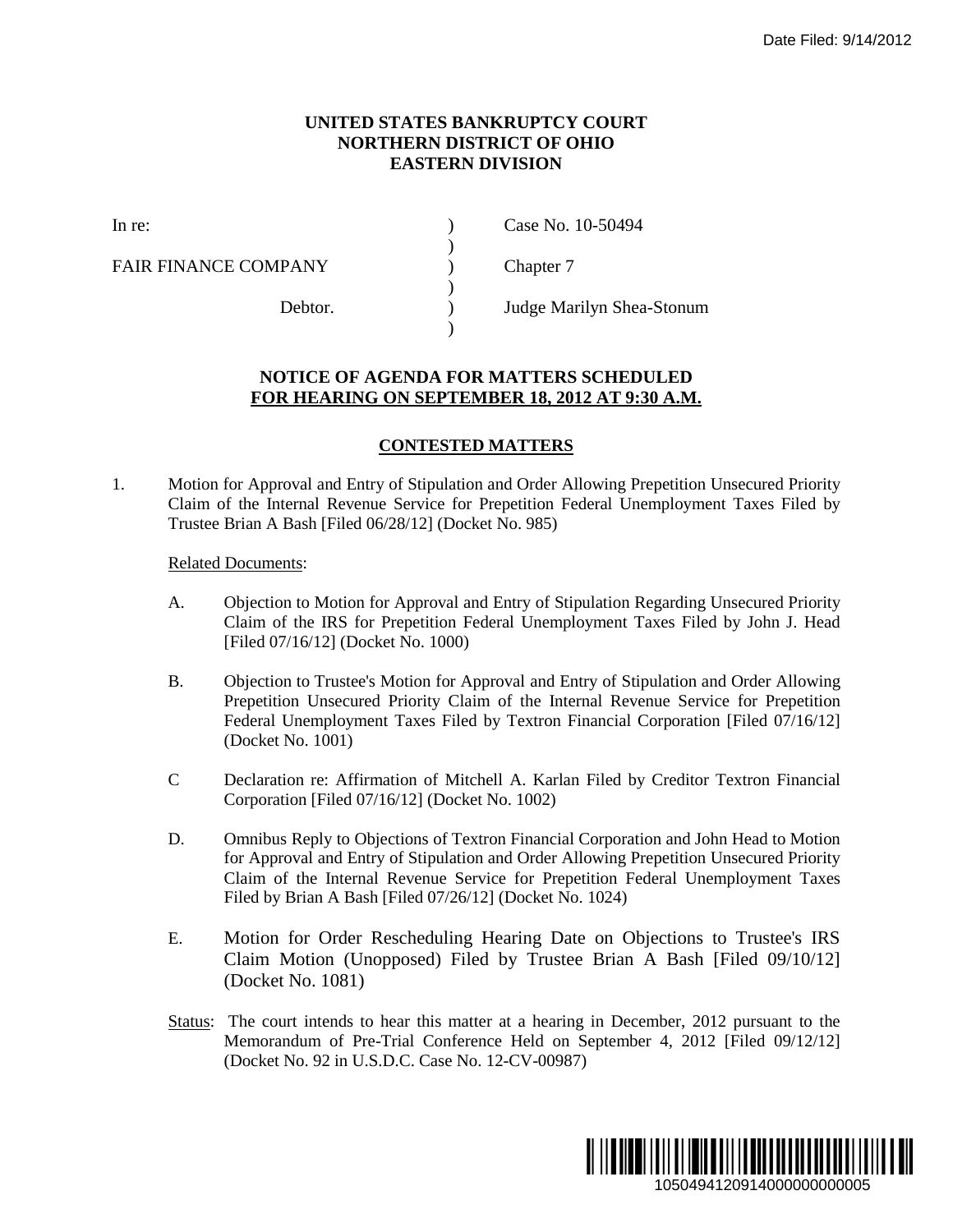Date Filed: 9/14/2012

**UNITED STATES BANKRUPTCY COURT**
**NORTHERN DISTRICT OF OHIO**
**EASTERN DIVISION**

| | | |
|---|---|---|
| In re: | ) | Case No. 10-50494 |
| | ) | |
| FAIR FINANCE COMPANY | ) | Chapter 7 |
| | ) | |
| Debtor. | ) | Judge Marilyn Shea-Stonum |
| | ) | |

**NOTICE OF AGENDA FOR MATTERS SCHEDULED**
**FOR HEARING ON SEPTEMBER 18, 2012 AT 9:30 A.M.**

**CONTESTED MATTERS**

1. Motion for Approval and Entry of Stipulation and Order Allowing Prepetition Unsecured Priority Claim of the Internal Revenue Service for Prepetition Federal Unemployment Taxes Filed by Trustee Brian A Bash [Filed 06/28/12] (Docket No. 985)

   Related Documents:

   A. Objection to Motion for Approval and Entry of Stipulation Regarding Unsecured Priority Claim of the IRS for Prepetition Federal Unemployment Taxes Filed by John J. Head [Filed 07/16/12] (Docket No. 1000)

   B. Objection to Trustee's Motion for Approval and Entry of Stipulation and Order Allowing Prepetition Unsecured Priority Claim of the Internal Revenue Service for Prepetition Federal Unemployment Taxes Filed by Textron Financial Corporation [Filed 07/16/12] (Docket No. 1001)

   C Declaration re: Affirmation of Mitchell A. Karlan Filed by Creditor Textron Financial Corporation [Filed 07/16/12] (Docket No. 1002)

   D. Omnibus Reply to Objections of Textron Financial Corporation and John Head to Motion for Approval and Entry of Stipulation and Order Allowing Prepetition Unsecured Priority Claim of the Internal Revenue Service for Prepetition Federal Unemployment Taxes Filed by Brian A Bash [Filed 07/26/12] (Docket No. 1024)

   E. Motion for Order Rescheduling Hearing Date on Objections to Trustee's IRS Claim Motion (Unopposed) Filed by Trustee Brian A Bash [Filed 09/10/12] (Docket No. 1081)

   Status: The court intends to hear this matter at a hearing in December, 2012 pursuant to the Memorandum of Pre-Trial Conference Held on September 4, 2012 [Filed 09/12/12] (Docket No. 92 in U.S.D.C. Case No. 12-CV-00987)

1050494120914000000000005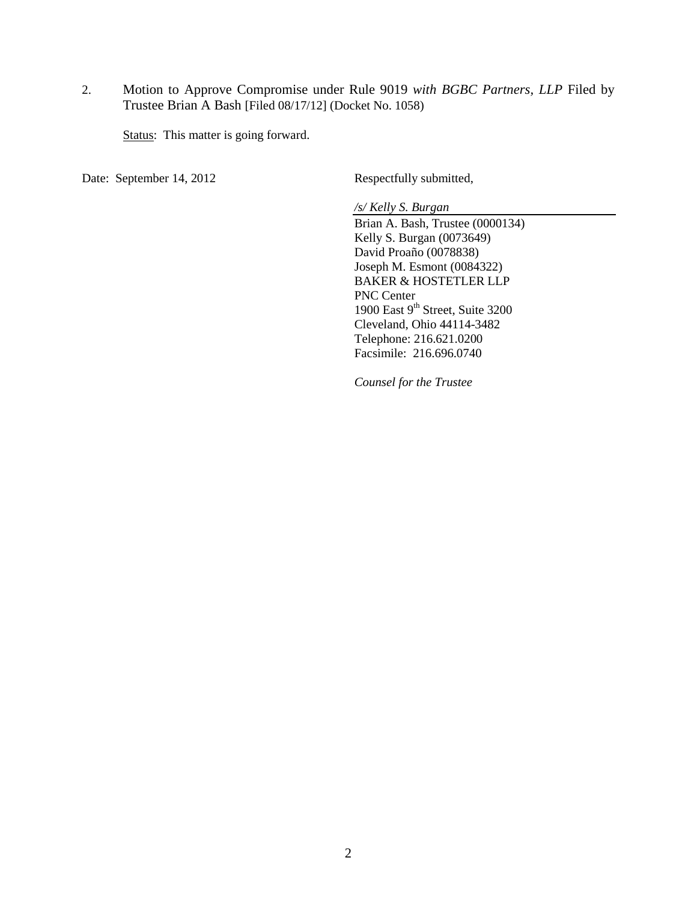2. Motion to Approve Compromise under Rule 9019 *with BGBC Partners, LLP* Filed by Trustee Brian A Bash [Filed 08/17/12] (Docket No. 1058)

   Status: This matter is going forward.

Date: September 14, 2012

Respectfully submitted,

*/s/ Kelly S. Burgan*

Brian A. Bash, Trustee (0000134)
Kelly S. Burgan (0073649)
David Proaño (0078838)
Joseph M. Esmont (0084322)
BAKER & HOSTETLER LLP
PNC Center
1900 East 9th Street, Suite 3200
Cleveland, Ohio 44114-3482
Telephone: 216.621.0200
Facsimile: 216.696.0740

*Counsel for the Trustee*